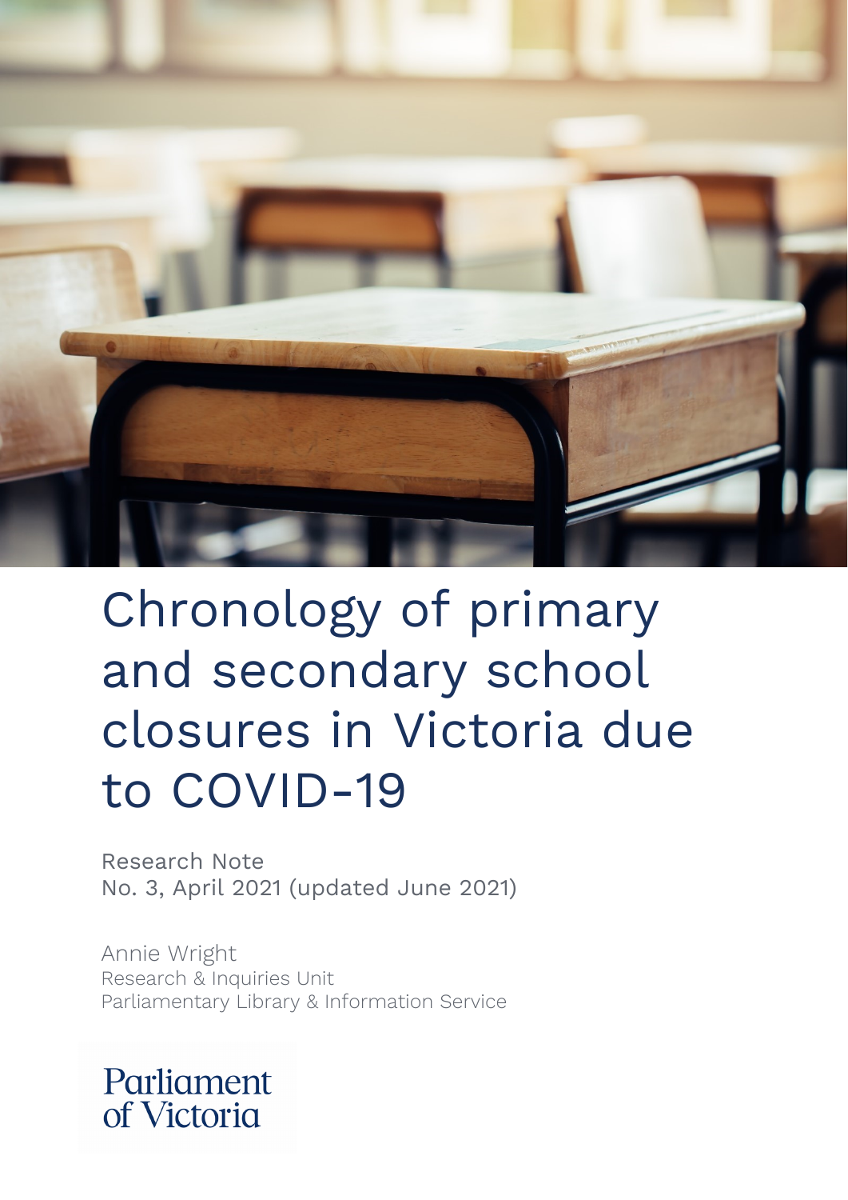# Chronology of primary and secondary school closures in Victoria due to COVID-19

Research Note
No. 3, April 2021 (updated June 2021)

Annie Wright
Research & Inquiries Unit
Parliamentary Library & Information Service

Parliament of Victoria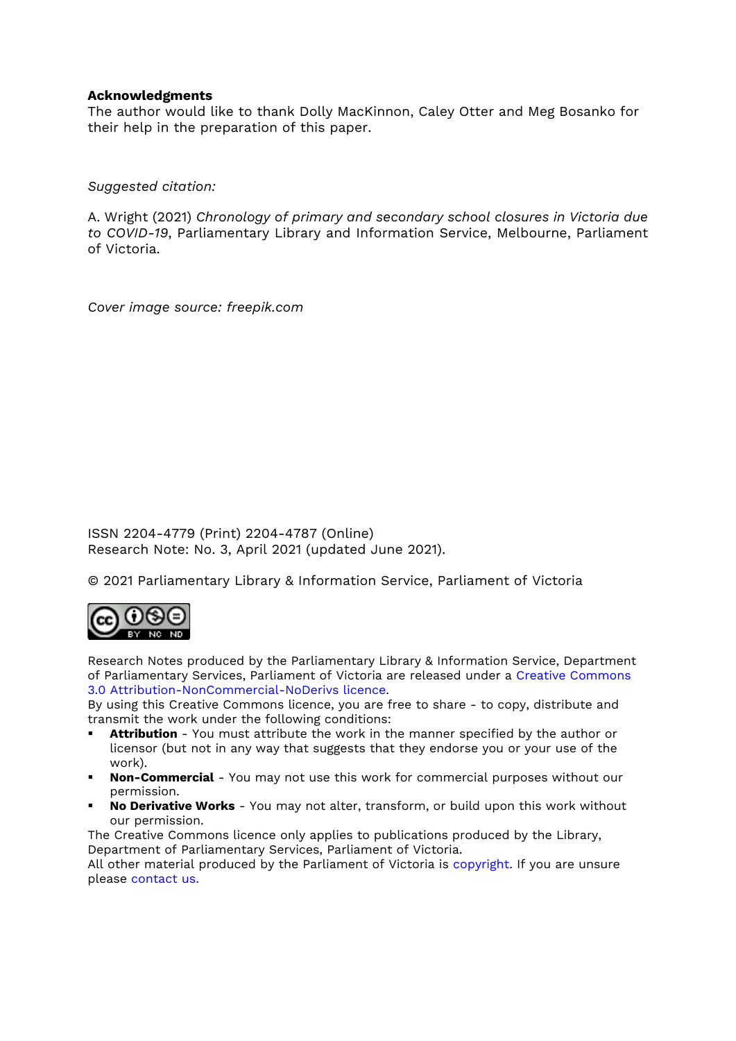**Acknowledgments**

The author would like to thank Dolly MacKinnon, Caley Otter and Meg Bosanko for their help in the preparation of this paper.

*Suggested citation:*

A. Wright (2021) *Chronology of primary and secondary school closures in Victoria due to COVID-19*, Parliamentary Library and Information Service, Melbourne, Parliament of Victoria.

*Cover image source: freepik.com*

ISSN 2204-4779 (Print) 2204-4787 (Online)
Research Note: No. 3, April 2021 (updated June 2021).

© 2021 Parliamentary Library & Information Service, Parliament of Victoria

Research Notes produced by the Parliamentary Library & Information Service, Department of Parliamentary Services, Parliament of Victoria are released under a Creative Commons 3.0 Attribution-NonCommercial-NoDerivs licence.
By using this Creative Commons licence, you are free to share - to copy, distribute and transmit the work under the following conditions:

- **Attribution** - You must attribute the work in the manner specified by the author or licensor (but not in any way that suggests that they endorse you or your use of the work).
- **Non-Commercial** - You may not use this work for commercial purposes without our permission.
- **No Derivative Works** - You may not alter, transform, or build upon this work without our permission.

The Creative Commons licence only applies to publications produced by the Library, Department of Parliamentary Services, Parliament of Victoria.
All other material produced by the Parliament of Victoria is copyright. If you are unsure please contact us.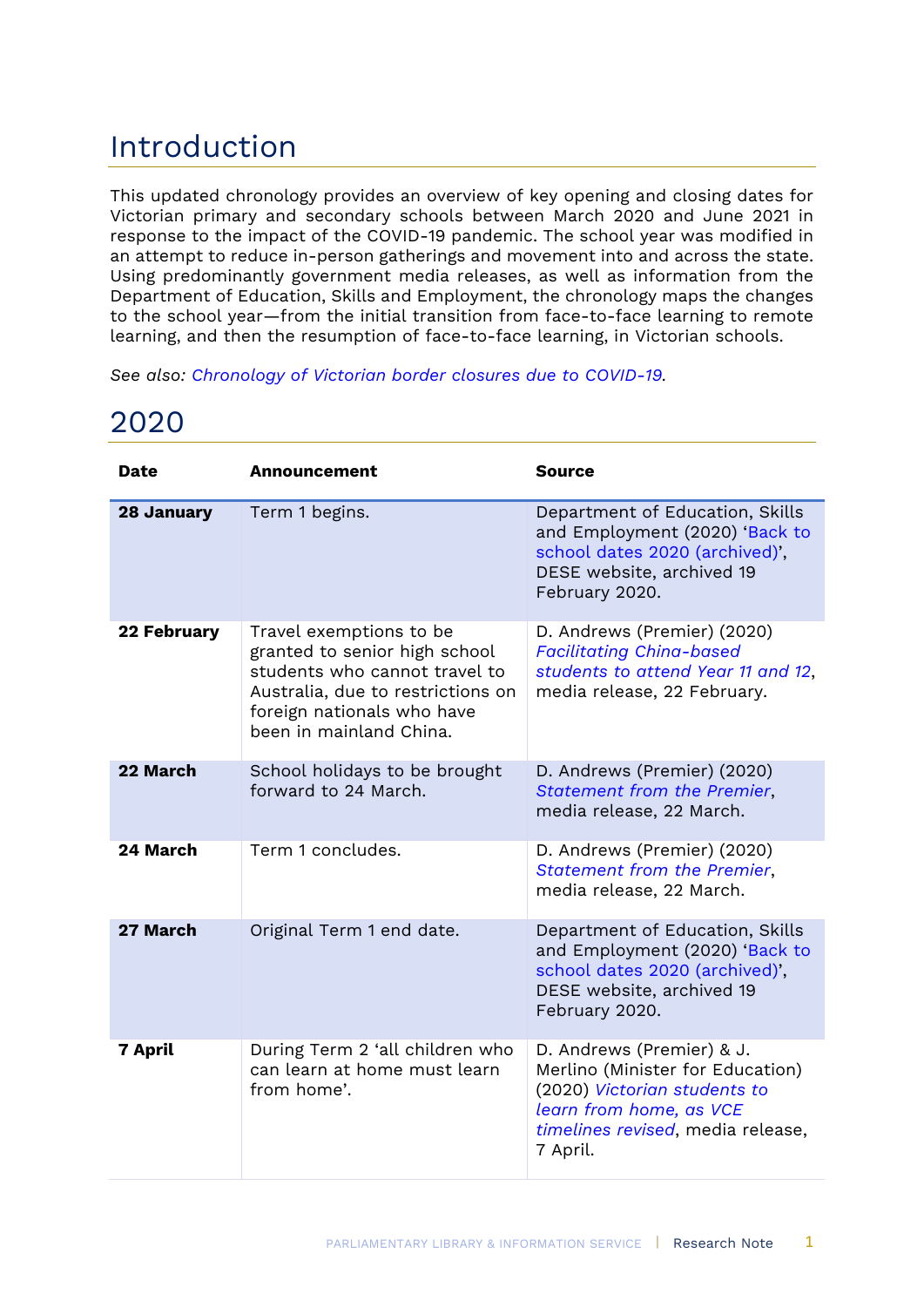# Introduction

This updated chronology provides an overview of key opening and closing dates for Victorian primary and secondary schools between March 2020 and June 2021 in response to the impact of the COVID-19 pandemic. The school year was modified in an attempt to reduce in-person gatherings and movement into and across the state. Using predominantly government media releases, as well as information from the Department of Education, Skills and Employment, the chronology maps the changes to the school year—from the initial transition from face-to-face learning to remote learning, and then the resumption of face-to-face learning, in Victorian schools.

*See also: Chronology of Victorian border closures due to COVID-19.*

# 2020

| Date | Announcement | Source |
|---|---|---|
| **28 January** | Term 1 begins. | Department of Education, Skills and Employment (2020) 'Back to school dates 2020 (archived)', DESE website, archived 19 February 2020. |
| **22 February** | Travel exemptions to be granted to senior high school students who cannot travel to Australia, due to restrictions on foreign nationals who have been in mainland China. | D. Andrews (Premier) (2020) *Facilitating China-based students to attend Year 11 and 12*, media release, 22 February. |
| **22 March** | School holidays to be brought forward to 24 March. | D. Andrews (Premier) (2020) *Statement from the Premier*, media release, 22 March. |
| **24 March** | Term 1 concludes. | D. Andrews (Premier) (2020) *Statement from the Premier*, media release, 22 March. |
| **27 March** | Original Term 1 end date. | Department of Education, Skills and Employment (2020) 'Back to school dates 2020 (archived)', DESE website, archived 19 February 2020. |
| **7 April** | During Term 2 'all children who can learn at home must learn from home'. | D. Andrews (Premier) & J. Merlino (Minister for Education) (2020) *Victorian students to learn from home, as VCE timelines revised*, media release, 7 April. |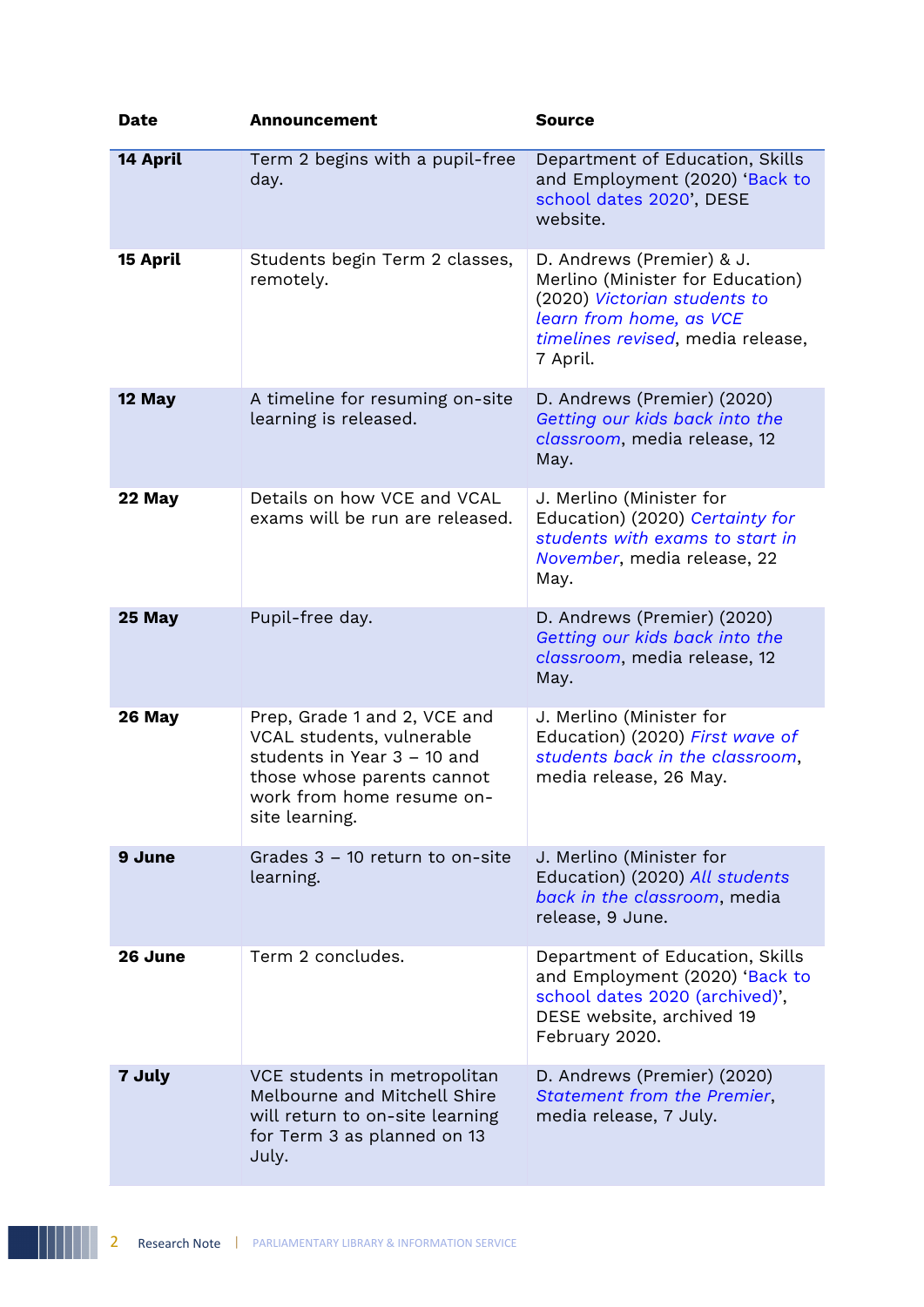| Date | Announcement | Source |
|---|---|---|
| **14 April** | Term 2 begins with a pupil-free day. | Department of Education, Skills and Employment (2020) 'Back to school dates 2020', DESE website. |
| **15 April** | Students begin Term 2 classes, remotely. | D. Andrews (Premier) & J. Merlino (Minister for Education) (2020) *Victorian students to learn from home, as VCE timelines revised*, media release, 7 April. |
| **12 May** | A timeline for resuming on-site learning is released. | D. Andrews (Premier) (2020) *Getting our kids back into the classroom*, media release, 12 May. |
| **22 May** | Details on how VCE and VCAL exams will be run are released. | J. Merlino (Minister for Education) (2020) *Certainty for students with exams to start in November*, media release, 22 May. |
| **25 May** | Pupil-free day. | D. Andrews (Premier) (2020) *Getting our kids back into the classroom*, media release, 12 May. |
| **26 May** | Prep, Grade 1 and 2, VCE and VCAL students, vulnerable students in Year 3 – 10 and those whose parents cannot work from home resume on-site learning. | J. Merlino (Minister for Education) (2020) *First wave of students back in the classroom*, media release, 26 May. |
| **9 June** | Grades 3 – 10 return to on-site learning. | J. Merlino (Minister for Education) (2020) *All students back in the classroom*, media release, 9 June. |
| **26 June** | Term 2 concludes. | Department of Education, Skills and Employment (2020) 'Back to school dates 2020 (archived)', DESE website, archived 19 February 2020. |
| **7 July** | VCE students in metropolitan Melbourne and Mitchell Shire will return to on-site learning for Term 3 as planned on 13 July. | D. Andrews (Premier) (2020) *Statement from the Premier*, media release, 7 July. |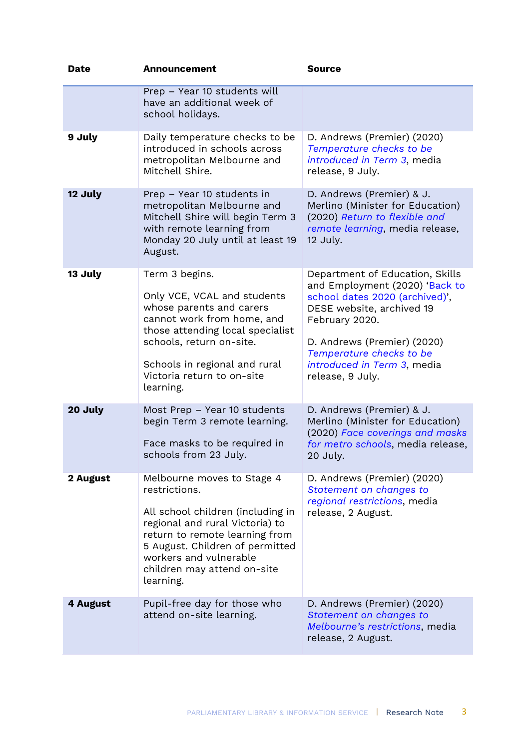| Date | Announcement | Source |
|---|---|---|
| | Prep – Year 10 students will have an additional week of school holidays. | |
| **9 July** | Daily temperature checks to be introduced in schools across metropolitan Melbourne and Mitchell Shire. | D. Andrews (Premier) (2020) *Temperature checks to be introduced in Term 3*, media release, 9 July. |
| **12 July** | Prep – Year 10 students in metropolitan Melbourne and Mitchell Shire will begin Term 3 with remote learning from Monday 20 July until at least 19 August. | D. Andrews (Premier) & J. Merlino (Minister for Education) (2020) *Return to flexible and remote learning*, media release, 12 July. |
| **13 July** | Term 3 begins.<br><br>Only VCE, VCAL and students whose parents and carers cannot work from home, and those attending local specialist schools, return on-site.<br><br>Schools in regional and rural Victoria return to on-site learning. | Department of Education, Skills and Employment (2020) 'Back to school dates 2020 (archived)', DESE website, archived 19 February 2020.<br><br>D. Andrews (Premier) (2020) *Temperature checks to be introduced in Term 3*, media release, 9 July. |
| **20 July** | Most Prep – Year 10 students begin Term 3 remote learning.<br><br>Face masks to be required in schools from 23 July. | D. Andrews (Premier) & J. Merlino (Minister for Education) (2020) *Face coverings and masks for metro schools*, media release, 20 July. |
| **2 August** | Melbourne moves to Stage 4 restrictions.<br><br>All school children (including in regional and rural Victoria) to return to remote learning from 5 August. Children of permitted workers and vulnerable children may attend on-site learning. | D. Andrews (Premier) (2020) *Statement on changes to regional restrictions*, media release, 2 August. |
| **4 August** | Pupil-free day for those who attend on-site learning. | D. Andrews (Premier) (2020) *Statement on changes to Melbourne's restrictions*, media release, 2 August. |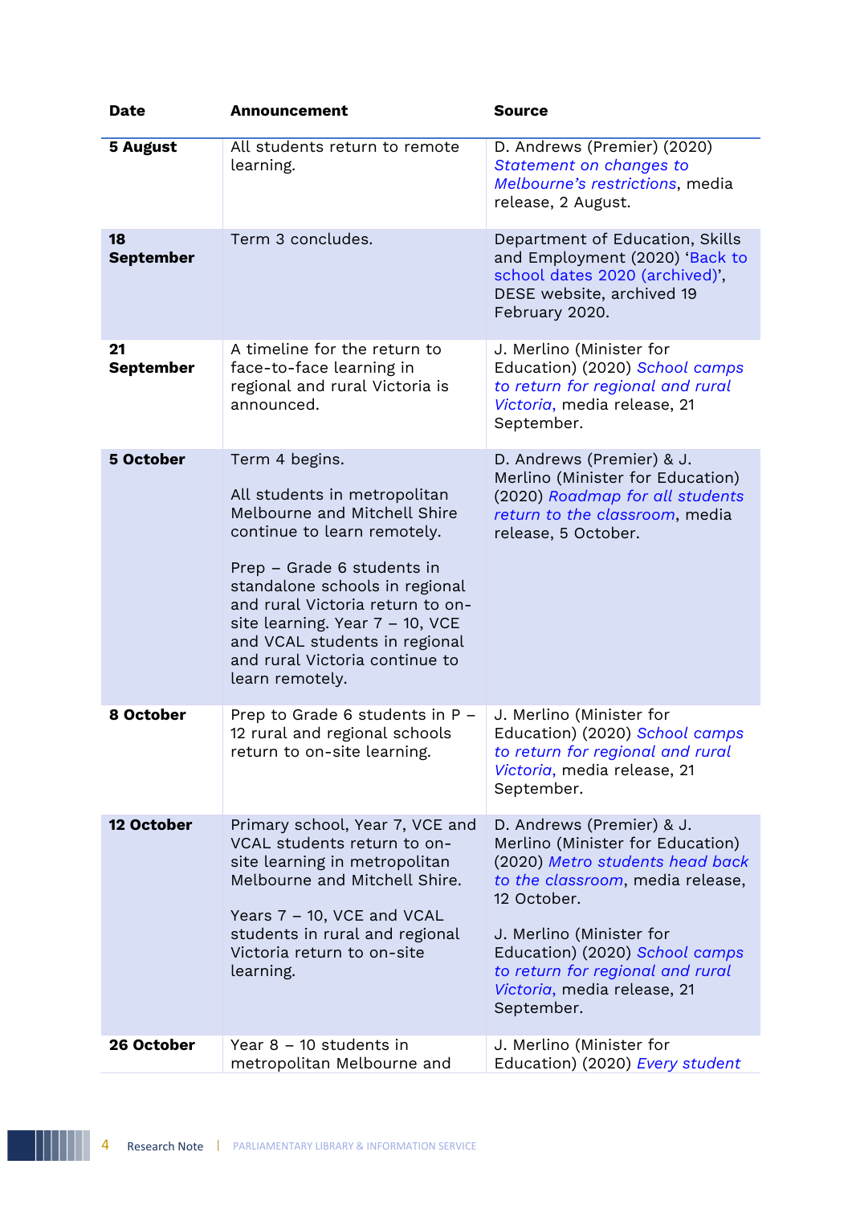| Date | Announcement | Source |
|---|---|---|
| **5 August** | All students return to remote learning. | D. Andrews (Premier) (2020) *Statement on changes to Melbourne's restrictions*, media release, 2 August. |
| **18 September** | Term 3 concludes. | Department of Education, Skills and Employment (2020) 'Back to school dates 2020 (archived)', DESE website, archived 19 February 2020. |
| **21 September** | A timeline for the return to face-to-face learning in regional and rural Victoria is announced. | J. Merlino (Minister for Education) (2020) *School camps to return for regional and rural Victoria*, media release, 21 September. |
| **5 October** | Term 4 begins.<br><br>All students in metropolitan Melbourne and Mitchell Shire continue to learn remotely.<br><br>Prep – Grade 6 students in standalone schools in regional and rural Victoria return to on-site learning. Year 7 – 10, VCE and VCAL students in regional and rural Victoria continue to learn remotely. | D. Andrews (Premier) & J. Merlino (Minister for Education) (2020) *Roadmap for all students return to the classroom*, media release, 5 October. |
| **8 October** | Prep to Grade 6 students in P – 12 rural and regional schools return to on-site learning. | J. Merlino (Minister for Education) (2020) *School camps to return for regional and rural Victoria*, media release, 21 September. |
| **12 October** | Primary school, Year 7, VCE and VCAL students return to on-site learning in metropolitan Melbourne and Mitchell Shire.<br><br>Years 7 – 10, VCE and VCAL students in rural and regional Victoria return to on-site learning. | D. Andrews (Premier) & J. Merlino (Minister for Education) (2020) *Metro students head back to the classroom*, media release, 12 October.<br><br>J. Merlino (Minister for Education) (2020) *School camps to return for regional and rural Victoria*, media release, 21 September. |
| **26 October** | Year 8 – 10 students in metropolitan Melbourne and | J. Merlino (Minister for Education) (2020) *Every student* |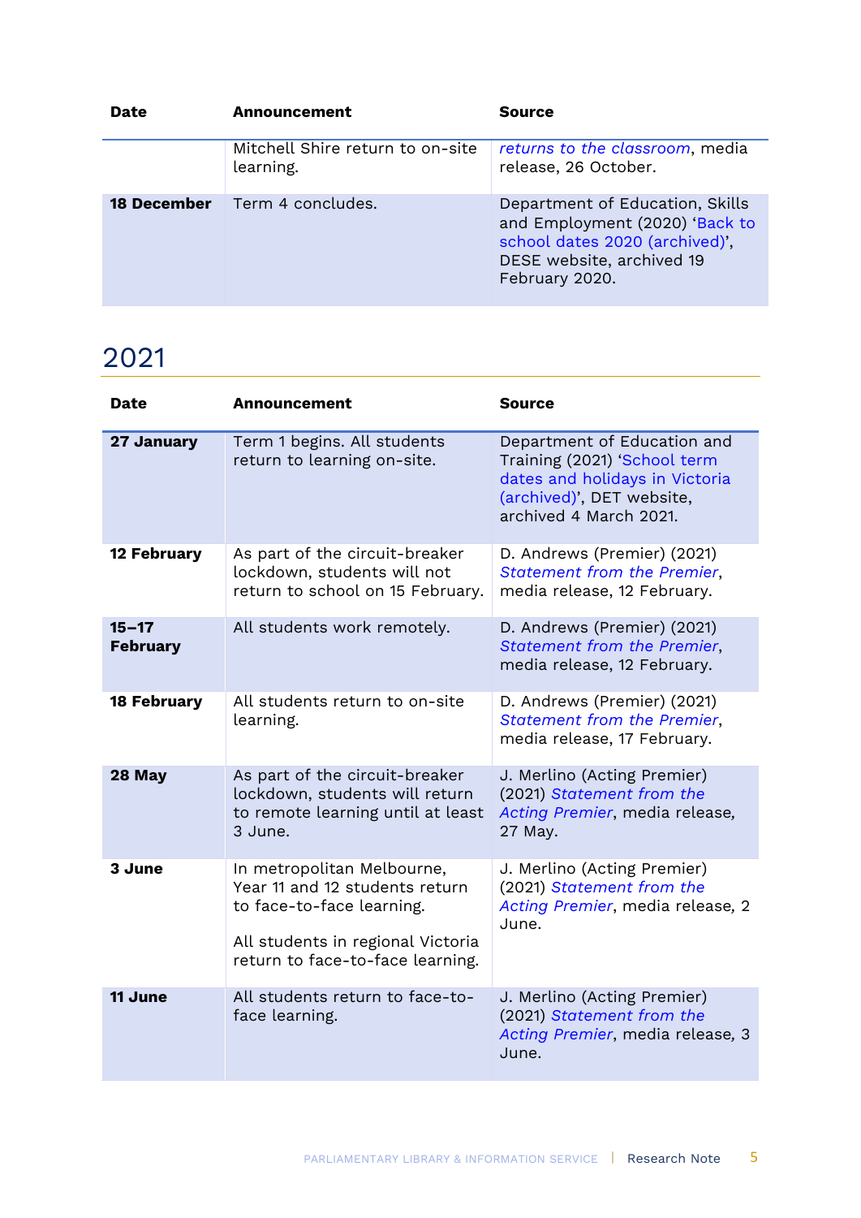| Date | Announcement | Source |
|---|---|---|
| | Mitchell Shire return to on-site learning. | *returns to the classroom*, media release, 26 October. |
| **18 December** | Term 4 concludes. | Department of Education, Skills and Employment (2020) 'Back to school dates 2020 (archived)', DESE website, archived 19 February 2020. |

## 2021

| Date | Announcement | Source |
|---|---|---|
| **27 January** | Term 1 begins. All students return to learning on-site. | Department of Education and Training (2021) 'School term dates and holidays in Victoria (archived)', DET website, archived 4 March 2021. |
| **12 February** | As part of the circuit-breaker lockdown, students will not return to school on 15 February. | D. Andrews (Premier) (2021) *Statement from the Premier*, media release, 12 February. |
| **15–17 February** | All students work remotely. | D. Andrews (Premier) (2021) *Statement from the Premier*, media release, 12 February. |
| **18 February** | All students return to on-site learning. | D. Andrews (Premier) (2021) *Statement from the Premier*, media release, 17 February. |
| **28 May** | As part of the circuit-breaker lockdown, students will return to remote learning until at least 3 June. | J. Merlino (Acting Premier) (2021) *Statement from the Acting Premier*, media release, 27 May. |
| **3 June** | In metropolitan Melbourne, Year 11 and 12 students return to face-to-face learning. All students in regional Victoria return to face-to-face learning. | J. Merlino (Acting Premier) (2021) *Statement from the Acting Premier*, media release, 2 June. |
| **11 June** | All students return to face-to-face learning. | J. Merlino (Acting Premier) (2021) *Statement from the Acting Premier*, media release, 3 June. |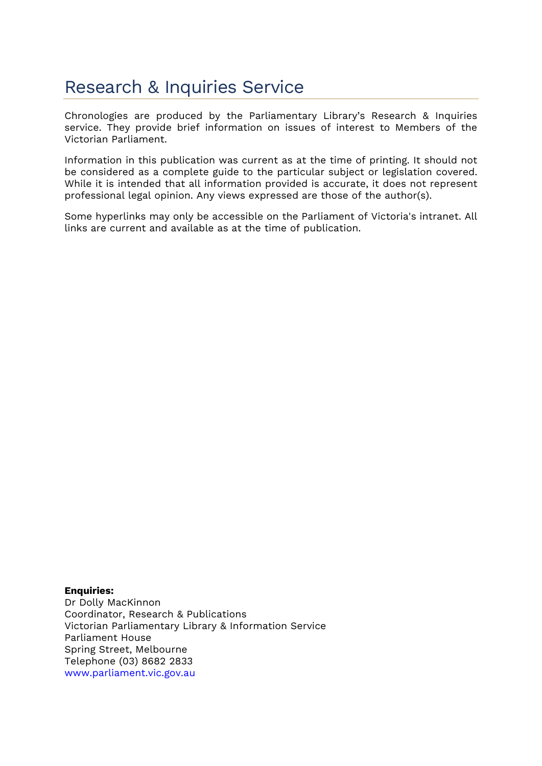# Research & Inquiries Service

Chronologies are produced by the Parliamentary Library's Research & Inquiries service. They provide brief information on issues of interest to Members of the Victorian Parliament.

Information in this publication was current as at the time of printing. It should not be considered as a complete guide to the particular subject or legislation covered. While it is intended that all information provided is accurate, it does not represent professional legal opinion. Any views expressed are those of the author(s).

Some hyperlinks may only be accessible on the Parliament of Victoria's intranet. All links are current and available as at the time of publication.

**Enquiries:**
Dr Dolly MacKinnon
Coordinator, Research & Publications
Victorian Parliamentary Library & Information Service
Parliament House
Spring Street, Melbourne
Telephone (03) 8682 2833
www.parliament.vic.gov.au